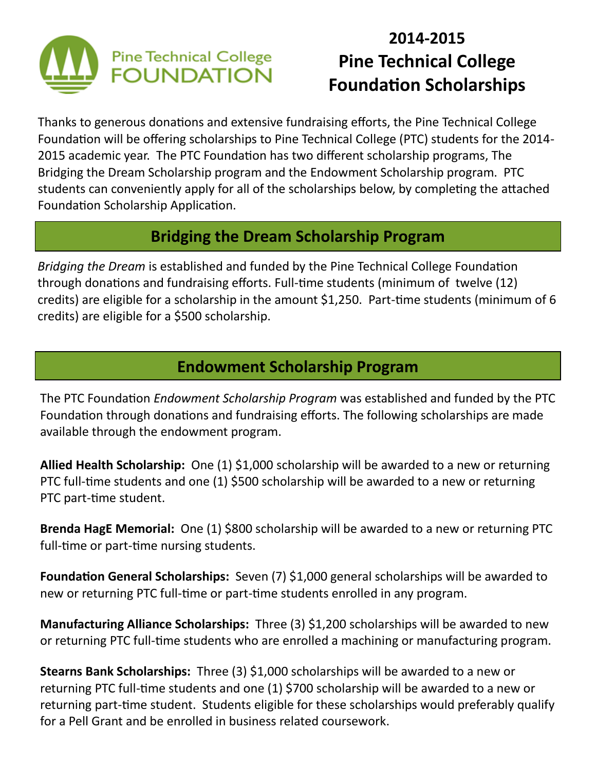Pine Technical College FOUNDATION

# 2014-2015 Pine Technical College Foundation Scholarships

Thanks to generous donations and extensive fundraising efforts, the Pine Technical College Foundation will be offering scholarships to Pine Technical College (PTC) students for the 2014-2015 academic year. The PTC Foundation has two different scholarship programs, The Bridging the Dream Scholarship program and the Endowment Scholarship program. PTC students can conveniently apply for all of the scholarships below, by completing the attached Foundation Scholarship Application.

## Bridging the Dream Scholarship Program

*Bridging the Dream* is established and funded by the Pine Technical College Foundation through donations and fundraising efforts. Full-time students (minimum of twelve (12) credits) are eligible for a scholarship in the amount $1,250. Part-time students (minimum of 6 credits) are eligible for a $500 scholarship.

## Endowment Scholarship Program

The PTC Foundation *Endowment Scholarship Program* was established and funded by the PTC Foundation through donations and fundraising efforts. The following scholarships are made available through the endowment program.

**Allied Health Scholarship:** One (1) $1,000 scholarship will be awarded to a new or returning PTC full-time students and one (1) $500 scholarship will be awarded to a new or returning PTC part-time student.

**Brenda HagE Memorial:** One (1) $800 scholarship will be awarded to a new or returning PTC full-time or part-time nursing students.

**Foundation General Scholarships:** Seven (7) $1,000 general scholarships will be awarded to new or returning PTC full-time or part-time students enrolled in any program.

**Manufacturing Alliance Scholarships:** Three (3) $1,200 scholarships will be awarded to new or returning PTC full-time students who are enrolled a machining or manufacturing program.

**Stearns Bank Scholarships:** Three (3) $1,000 scholarships will be awarded to a new or returning PTC full-time students and one (1) $700 scholarship will be awarded to a new or returning part-time student. Students eligible for these scholarships would preferably qualify for a Pell Grant and be enrolled in business related coursework.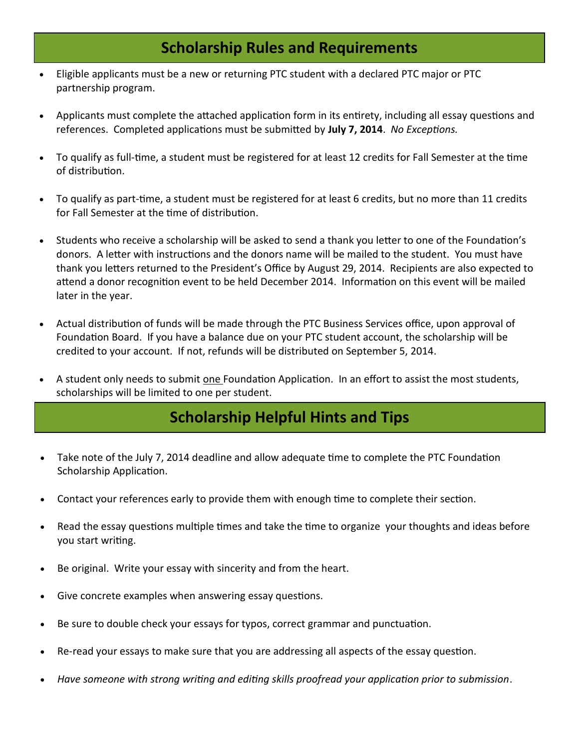## Scholarship Rules and Requirements

- Eligible applicants must be a new or returning PTC student with a declared PTC major or PTC partnership program.
- Applicants must complete the attached application form in its entirety, including all essay questions and references. Completed applications must be submitted by **July 7, 2014**. *No Exceptions.*
- To qualify as full-time, a student must be registered for at least 12 credits for Fall Semester at the time of distribution.
- To qualify as part-time, a student must be registered for at least 6 credits, but no more than 11 credits for Fall Semester at the time of distribution.
- Students who receive a scholarship will be asked to send a thank you letter to one of the Foundation's donors. A letter with instructions and the donors name will be mailed to the student. You must have thank you letters returned to the President's Office by August 29, 2014. Recipients are also expected to attend a donor recognition event to be held December 2014. Information on this event will be mailed later in the year.
- Actual distribution of funds will be made through the PTC Business Services office, upon approval of Foundation Board. If you have a balance due on your PTC student account, the scholarship will be credited to your account. If not, refunds will be distributed on September 5, 2014.
- A student only needs to submit one Foundation Application. In an effort to assist the most students, scholarships will be limited to one per student.

## Scholarship Helpful Hints and Tips

- Take note of the July 7, 2014 deadline and allow adequate time to complete the PTC Foundation Scholarship Application.
- Contact your references early to provide them with enough time to complete their section.
- Read the essay questions multiple times and take the time to organize your thoughts and ideas before you start writing.
- Be original. Write your essay with sincerity and from the heart.
- Give concrete examples when answering essay questions.
- Be sure to double check your essays for typos, correct grammar and punctuation.
- Re-read your essays to make sure that you are addressing all aspects of the essay question.
- *Have someone with strong writing and editing skills proofread your application prior to submission*.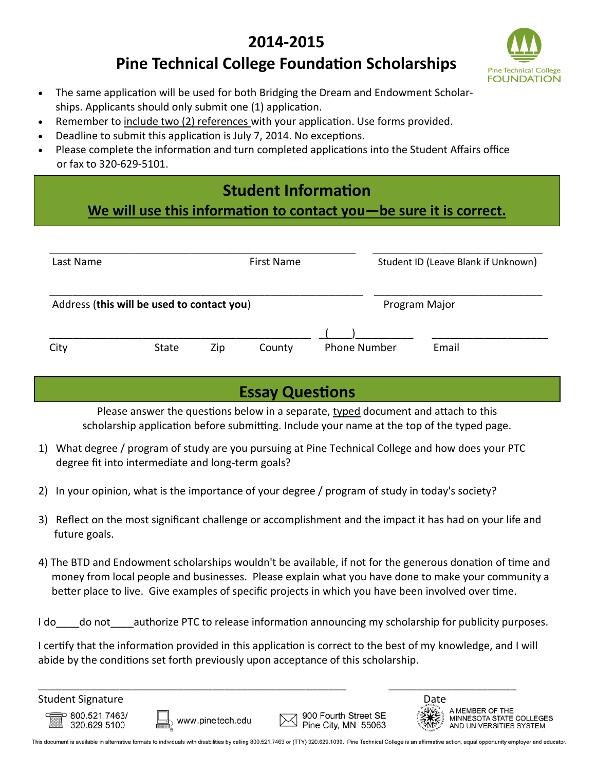# 2014-2015

# Pine Technical College Foundation Scholarships

Pine Technical College FOUNDATION

- The same application will be used for both Bridging the Dream and Endowment Scholarships. Applicants should only submit one (1) application.
- Remember to include two (2) references with your application. Use forms provided.
- Deadline to submit this application is July 7, 2014. No exceptions.
- Please complete the information and turn completed applications into the Student Affairs office or fax to 320-629-5101.

## Student Information

**We will use this information to contact you—be sure it is correct.**

_______________________________________________ _______________________

Last Name First Name Student ID (Leave Blank if Unknown)

_______________________________________________ _______________________

Address (**this will be used to contact you**) Program Major

_______________________________________________ (____)__________ ___________________

City State Zip County Phone Number Email

## Essay Questions

Please answer the questions below in a separate, typed document and attach to this scholarship application before submitting. Include your name at the top of the typed page.

1) What degree / program of study are you pursuing at Pine Technical College and how does your PTC degree fit into intermediate and long-term goals?

2) In your opinion, what is the importance of your degree / program of study in today's society?

3) Reflect on the most significant challenge or accomplishment and the impact it has had on your life and future goals.

4) The BTD and Endowment scholarships wouldn't be available, if not for the generous donation of time and money from local people and businesses. Please explain what you have done to make your community a better place to live. Give examples of specific projects in which you have been involved over time.

I do____do not____authorize PTC to release information announcing my scholarship for publicity purposes.

I certify that the information provided in this application is correct to the best of my knowledge, and I will abide by the conditions set forth previously upon acceptance of this scholarship.

_______________________________________________ _______________________

Student Signature Date

800.521.7463/ 320.629.5100 www.pinetech.edu 900 Fourth Street SE Pine City, MN 55063 A MEMBER OF THE MINNESOTA STATE COLLEGES AND UNIVERSITIES SYSTEM

This document is available in alternative formats to individuals with disabilities by calling 800.521.7463 or (TTY) 320.629.1030. Pine Technical College is an affirmative action, equal opportunity employer and educator.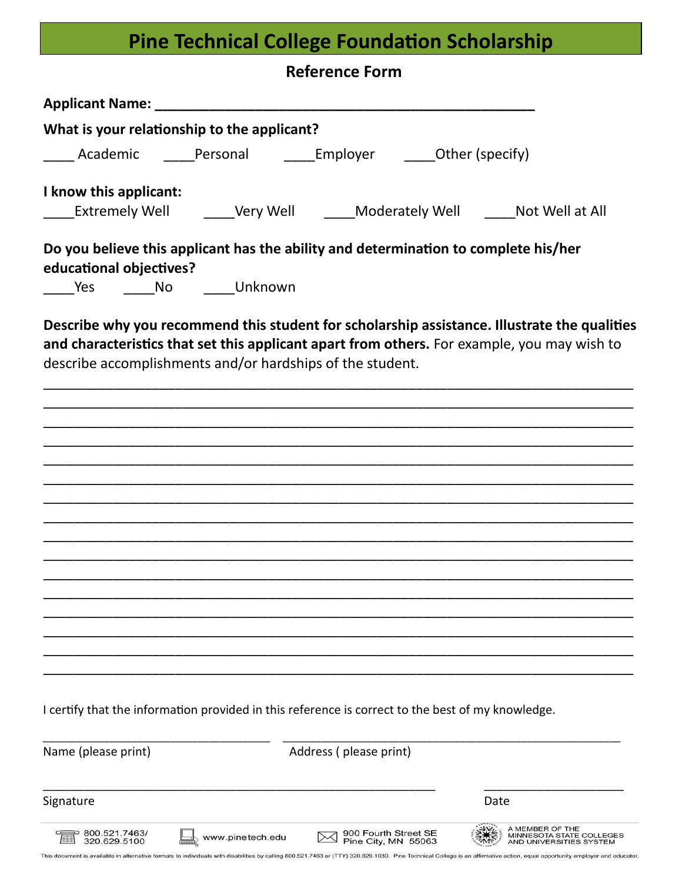# Pine Technical College Foundation Scholarship

## Reference Form

**Applicant Name: ______________________________________________**

**What is your relationship to the applicant?**

____ Academic ____Personal ____Employer ____Other (specify)

**I know this applicant:**

____Extremely Well ____Very Well ____Moderately Well ____Not Well at All

**Do you believe this applicant has the ability and determination to complete his/her educational objectives?**

____Yes ____No ____Unknown

**Describe why you recommend this student for scholarship assistance. Illustrate the qualities and characteristics that set this applicant apart from others.** For example, you may wish to describe accomplishments and/or hardships of the student.

______________________________________________________________________________

______________________________________________________________________________

______________________________________________________________________________

______________________________________________________________________________

______________________________________________________________________________

______________________________________________________________________________

______________________________________________________________________________

______________________________________________________________________________

______________________________________________________________________________

______________________________________________________________________________

______________________________________________________________________________

______________________________________________________________________________

______________________________________________________________________________

______________________________________________________________________________

______________________________________________________________________________

______________________________________________________________________________

I certify that the information provided in this reference is correct to the best of my knowledge.

______________________________ ______________________________________________

Name (please print) Address ( please print)

________________________________________________ ____________________

Signature Date

800.521.7463/ 320.629.5100 | www.pinetech.edu | 900 Fourth Street SE Pine City, MN 55063 | A MEMBER OF THE MINNESOTA STATE COLLEGES AND UNIVERSITIES SYSTEM

This document is available in alternative formats to individuals with disabilities by calling 800.521.7463 or (TTY) 320.629.1030. Pine Technical College is an affirmative action, equal opportunity employer and educator.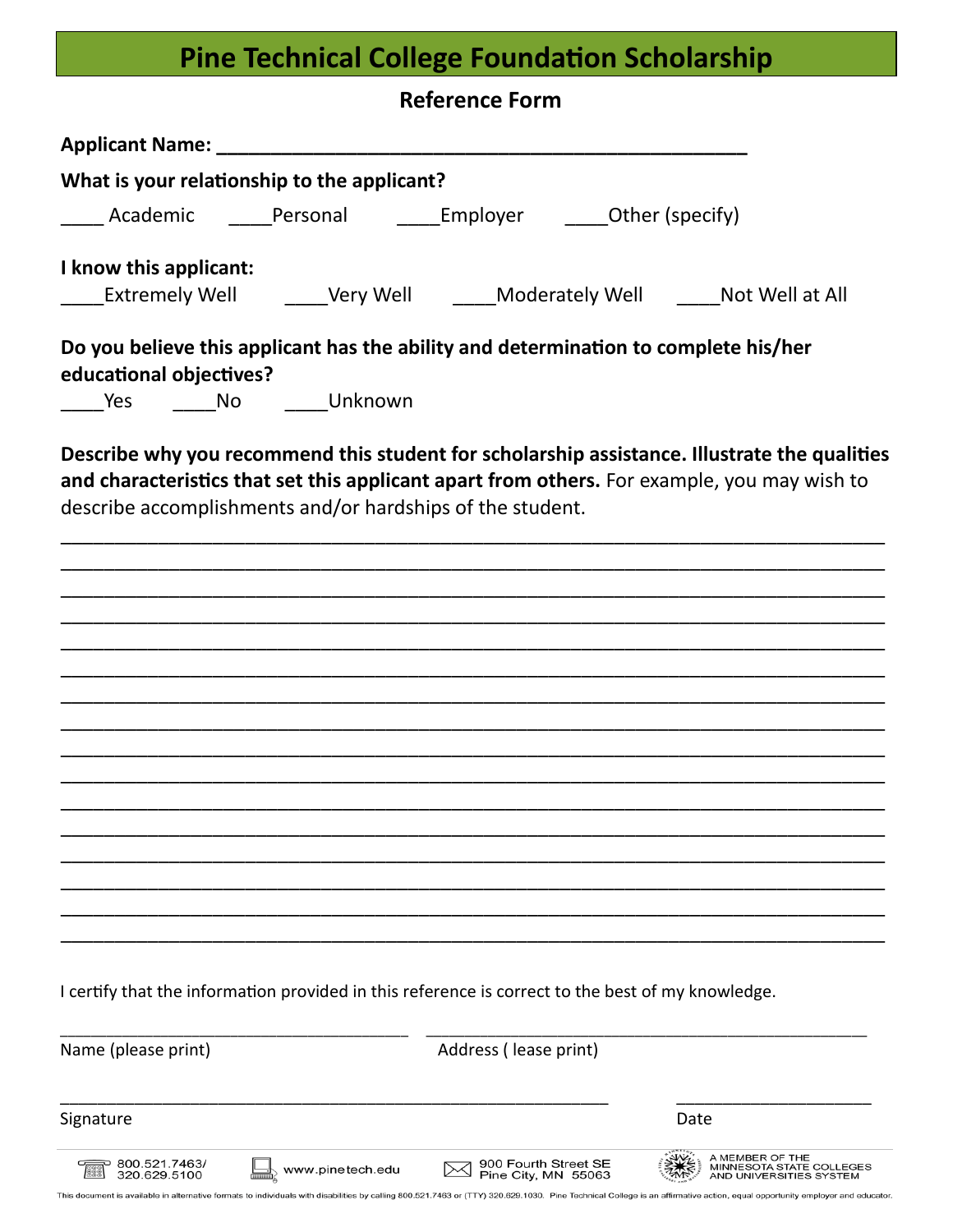# Pine Technical College Foundation Scholarship

## Reference Form

**Applicant Name: ___________________________________________________**

**What is your relationship to the applicant?**

____ Academic ____Personal ____Employer ____Other (specify)

**I know this applicant:**

____Extremely Well ____Very Well ____Moderately Well ____Not Well at All

**Do you believe this applicant has the ability and determination to complete his/her educational objectives?**

____Yes ____No ____Unknown

**Describe why you recommend this student for scholarship assistance. Illustrate the qualities and characteristics that set this applicant apart from others.** For example, you may wish to describe accomplishments and/or hardships of the student.

________________________________________________________________________________
________________________________________________________________________________
________________________________________________________________________________
________________________________________________________________________________
________________________________________________________________________________
________________________________________________________________________________
________________________________________________________________________________
________________________________________________________________________________
________________________________________________________________________________
________________________________________________________________________________
________________________________________________________________________________
________________________________________________________________________________
________________________________________________________________________________
________________________________________________________________________________
________________________________________________________________________________
________________________________________________________________________________

I certify that the information provided in this reference is correct to the best of my knowledge.

_________________________________________ _____________________________________________________

Name (please print) Address ( lease print)

_________________________________________________________________ _______________________

Signature Date

800.521.7463/ 320.629.5100 www.pinetech.edu 900 Fourth Street SE Pine City, MN 55063 A MEMBER OF THE MINNESOTA STATE COLLEGES AND UNIVERSITIES SYSTEM

This document is available in alternative formats to individuals with disabilities by calling 800.521.7463 or (TTY) 320.629.1030. Pine Technical College is an affirmative action, equal opportunity employer and educator.